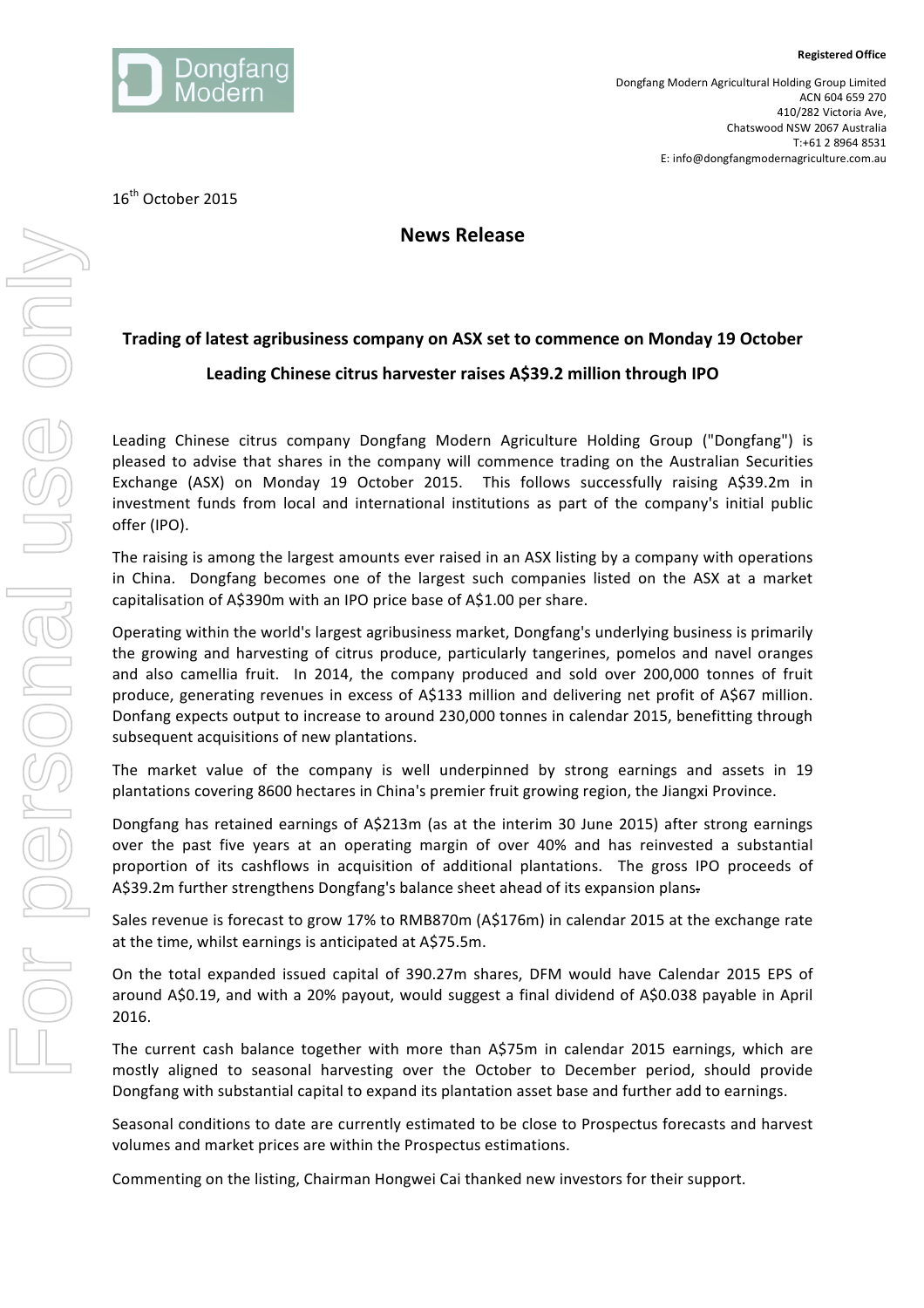**Registered Office**

Dongfang Modern Agricultural Holding Group Limited
ACN 604 659 270
410/282 Victoria Ave,
Chatswood NSW 2067 Australia
T:+61 2 8964 8531
E: info@dongfangmodernagriculture.com.au

16th October 2015

## News Release

### Trading of latest agribusiness company on ASX set to commence on Monday 19 October

### Leading Chinese citrus harvester raises A$39.2 million through IPO

Leading Chinese citrus company Dongfang Modern Agriculture Holding Group ("Dongfang") is pleased to advise that shares in the company will commence trading on the Australian Securities Exchange (ASX) on Monday 19 October 2015. This follows successfully raising A$39.2m in investment funds from local and international institutions as part of the company's initial public offer (IPO).

The raising is among the largest amounts ever raised in an ASX listing by a company with operations in China. Dongfang becomes one of the largest such companies listed on the ASX at a market capitalisation of A$390m with an IPO price base of A$1.00 per share.

Operating within the world's largest agribusiness market, Dongfang's underlying business is primarily the growing and harvesting of citrus produce, particularly tangerines, pomelos and navel oranges and also camellia fruit. In 2014, the company produced and sold over 200,000 tonnes of fruit produce, generating revenues in excess of A$133 million and delivering net profit of A$67 million. Donfang expects output to increase to around 230,000 tonnes in calendar 2015, benefitting through subsequent acquisitions of new plantations.

The market value of the company is well underpinned by strong earnings and assets in 19 plantations covering 8600 hectares in China's premier fruit growing region, the Jiangxi Province.

Dongfang has retained earnings of A$213m (as at the interim 30 June 2015) after strong earnings over the past five years at an operating margin of over 40% and has reinvested a substantial proportion of its cashflows in acquisition of additional plantations. The gross IPO proceeds of A$39.2m further strengthens Dongfang's balance sheet ahead of its expansion plans.

Sales revenue is forecast to grow 17% to RMB870m (A$176m) in calendar 2015 at the exchange rate at the time, whilst earnings is anticipated at A$75.5m.

On the total expanded issued capital of 390.27m shares, DFM would have Calendar 2015 EPS of around A$0.19, and with a 20% payout, would suggest a final dividend of A$0.038 payable in April 2016.

The current cash balance together with more than A$75m in calendar 2015 earnings, which are mostly aligned to seasonal harvesting over the October to December period, should provide Dongfang with substantial capital to expand its plantation asset base and further add to earnings.

Seasonal conditions to date are currently estimated to be close to Prospectus forecasts and harvest volumes and market prices are within the Prospectus estimations.

Commenting on the listing, Chairman Hongwei Cai thanked new investors for their support.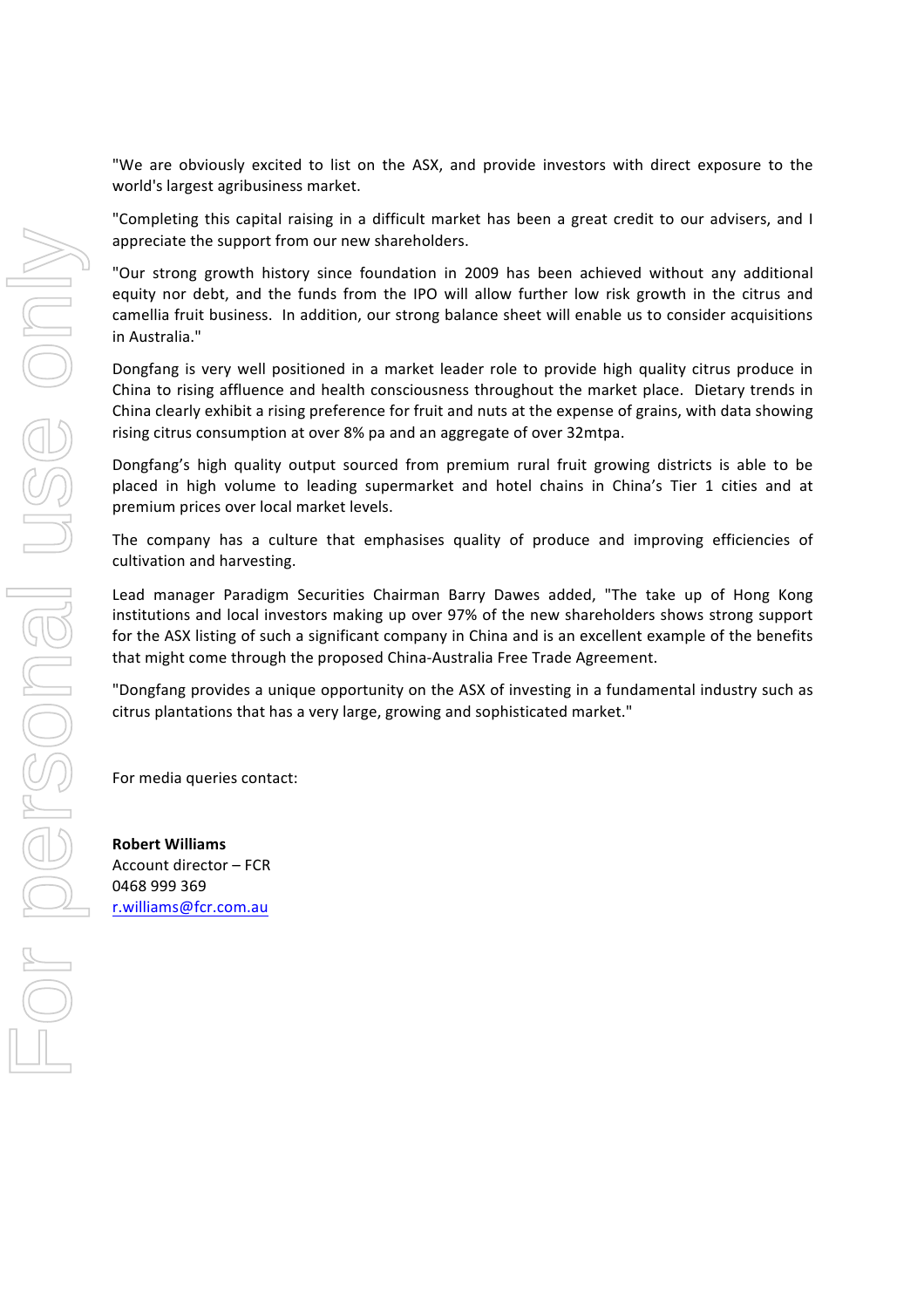"We are obviously excited to list on the ASX, and provide investors with direct exposure to the world's largest agribusiness market.

"Completing this capital raising in a difficult market has been a great credit to our advisers, and I appreciate the support from our new shareholders.

"Our strong growth history since foundation in 2009 has been achieved without any additional equity nor debt, and the funds from the IPO will allow further low risk growth in the citrus and camellia fruit business. In addition, our strong balance sheet will enable us to consider acquisitions in Australia."

Dongfang is very well positioned in a market leader role to provide high quality citrus produce in China to rising affluence and health consciousness throughout the market place. Dietary trends in China clearly exhibit a rising preference for fruit and nuts at the expense of grains, with data showing rising citrus consumption at over 8% pa and an aggregate of over 32mtpa.

Dongfang's high quality output sourced from premium rural fruit growing districts is able to be placed in high volume to leading supermarket and hotel chains in China's Tier 1 cities and at premium prices over local market levels.

The company has a culture that emphasises quality of produce and improving efficiencies of cultivation and harvesting.

Lead manager Paradigm Securities Chairman Barry Dawes added, "The take up of Hong Kong institutions and local investors making up over 97% of the new shareholders shows strong support for the ASX listing of such a significant company in China and is an excellent example of the benefits that might come through the proposed China-Australia Free Trade Agreement.

"Dongfang provides a unique opportunity on the ASX of investing in a fundamental industry such as citrus plantations that has a very large, growing and sophisticated market."

For media queries contact:

**Robert Williams**
Account director – FCR
0468 999 369
r.williams@fcr.com.au